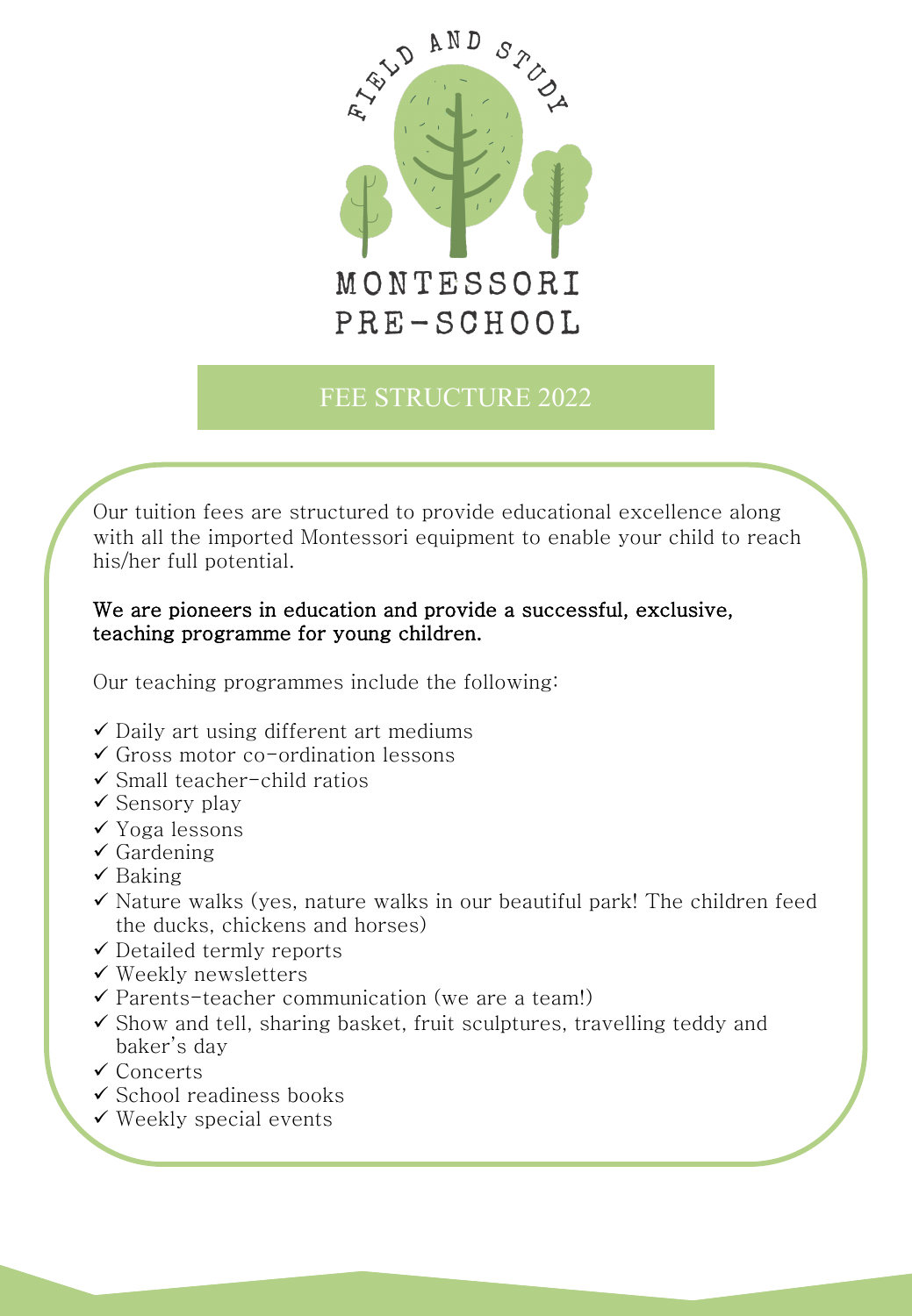FIELD AND STUDY

# MONTESSORI PRE-SCHOOL

## FEE STRUCTURE 2022

Our tuition fees are structured to provide educational excellence along with all the imported Montessori equipment to enable your child to reach his/her full potential.

**We are pioneers in education and provide a successful, exclusive, teaching programme for young children.**

Our teaching programmes include the following:

- ✓ Daily art using different art mediums
- ✓ Gross motor co-ordination lessons
- ✓ Small teacher-child ratios
- ✓ Sensory play
- ✓ Yoga lessons
- ✓ Gardening
- ✓ Baking
- ✓ Nature walks (yes, nature walks in our beautiful park! The children feed the ducks, chickens and horses)
- ✓ Detailed termly reports
- ✓ Weekly newsletters
- ✓ Parents-teacher communication (we are a team!)
- ✓ Show and tell, sharing basket, fruit sculptures, travelling teddy and baker's day
- ✓ Concerts
- ✓ School readiness books
- ✓ Weekly special events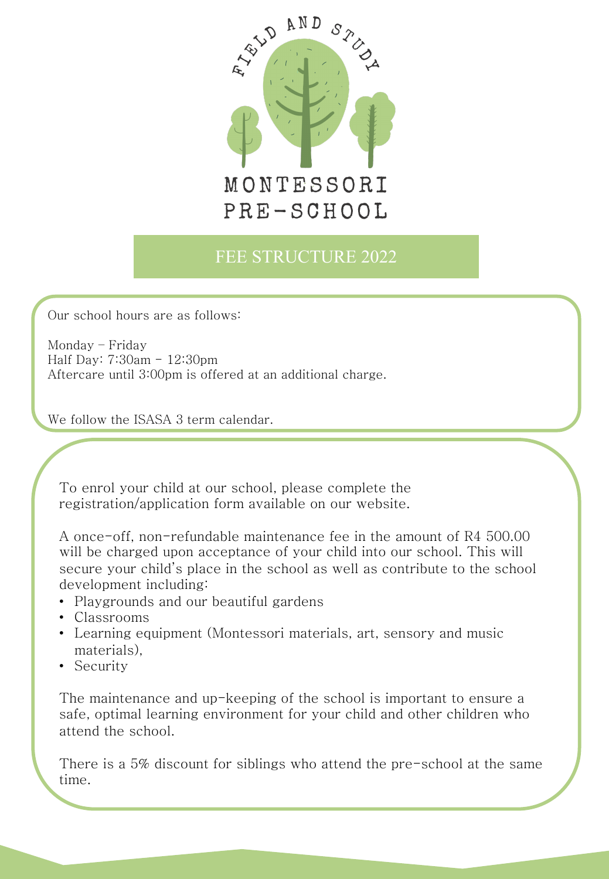FIELD AND STUDY

MONTESSORI PRE-SCHOOL

# FEE STRUCTURE 2022

Our school hours are as follows:

Monday – Friday
Half Day: 7:30am - 12:30pm
Aftercare until 3:00pm is offered at an additional charge.

We follow the ISASA 3 term calendar.

To enrol your child at our school, please complete the registration/application form available on our website.

A once-off, non-refundable maintenance fee in the amount of R4 500.00 will be charged upon acceptance of your child into our school. This will secure your child's place in the school as well as contribute to the school development including:

- Playgrounds and our beautiful gardens
- Classrooms
- Learning equipment (Montessori materials, art, sensory and music materials),
- Security

The maintenance and up-keeping of the school is important to ensure a safe, optimal learning environment for your child and other children who attend the school.

There is a 5% discount for siblings who attend the pre-school at the same time.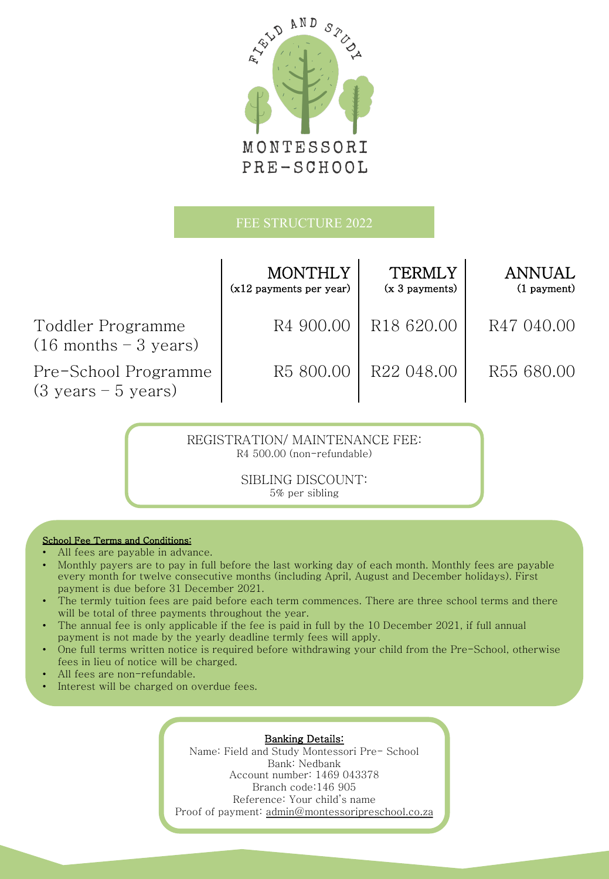FIELD AND STUDY

MONTESSORI PRE-SCHOOL

## FEE STRUCTURE 2022

| | MONTHLY (x12 payments per year) | TERMLY (x 3 payments) | ANNUAL (1 payment) |
|---|---|---|---|
| Toddler Programme (16 months – 3 years) | R4 900.00 | R18 620.00 | R47 040.00 |
| Pre-School Programme (3 years – 5 years) | R5 800.00 | R22 048.00 | R55 680.00 |

REGISTRATION/ MAINTENANCE FEE:
R4 500.00 (non-refundable)

SIBLING DISCOUNT:
5% per sibling

**School Fee Terms and Conditions:**

- All fees are payable in advance.
- Monthly payers are to pay in full before the last working day of each month. Monthly fees are payable every month for twelve consecutive months (including April, August and December holidays). First payment is due before 31 December 2021.
- The termly tuition fees are paid before each term commences. There are three school terms and there will be total of three payments throughout the year.
- The annual fee is only applicable if the fee is paid in full by the 10 December 2021, if full annual payment is not made by the yearly deadline termly fees will apply.
- One full terms written notice is required before withdrawing your child from the Pre-School, otherwise fees in lieu of notice will be charged.
- All fees are non-refundable.
- Interest will be charged on overdue fees.

**Banking Details:**

Name: Field and Study Montessori Pre- School
Bank: Nedbank
Account number: 1469 043378
Branch code:146 905
Reference: Your child's name
Proof of payment: admin@montessoripreschool.co.za